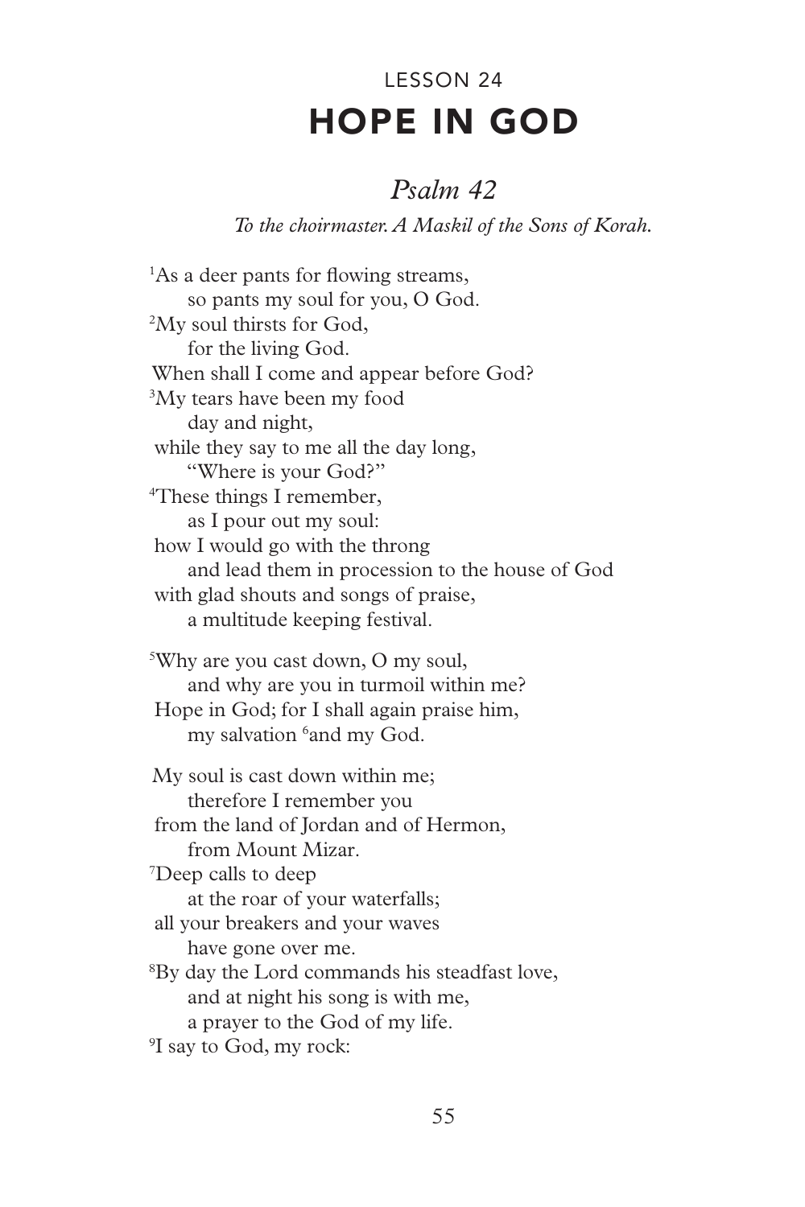LESSON 24

# HOPE IN GOD

## *Psalm 42*

*To the choirmaster. A Maskil of the Sons of Korah.*

[1]As a deer pants for flowing streams,
so pants my soul for you, O God.
[2]My soul thirsts for God,
for the living God.
When shall I come and appear before God?
[3]My tears have been my food
day and night,
while they say to me all the day long,
"Where is your God?"
[4]These things I remember,
as I pour out my soul:
how I would go with the throng
and lead them in procession to the house of God
with glad shouts and songs of praise,
a multitude keeping festival.

[5]Why are you cast down, O my soul,
and why are you in turmoil within me?
Hope in God; for I shall again praise him,
my salvation [6]and my God.

My soul is cast down within me;
therefore I remember you
from the land of Jordan and of Hermon,
from Mount Mizar.
[7]Deep calls to deep
at the roar of your waterfalls;
all your breakers and your waves
have gone over me.
[8]By day the Lord commands his steadfast love,
and at night his song is with me,
a prayer to the God of my life.
[9]I say to God, my rock: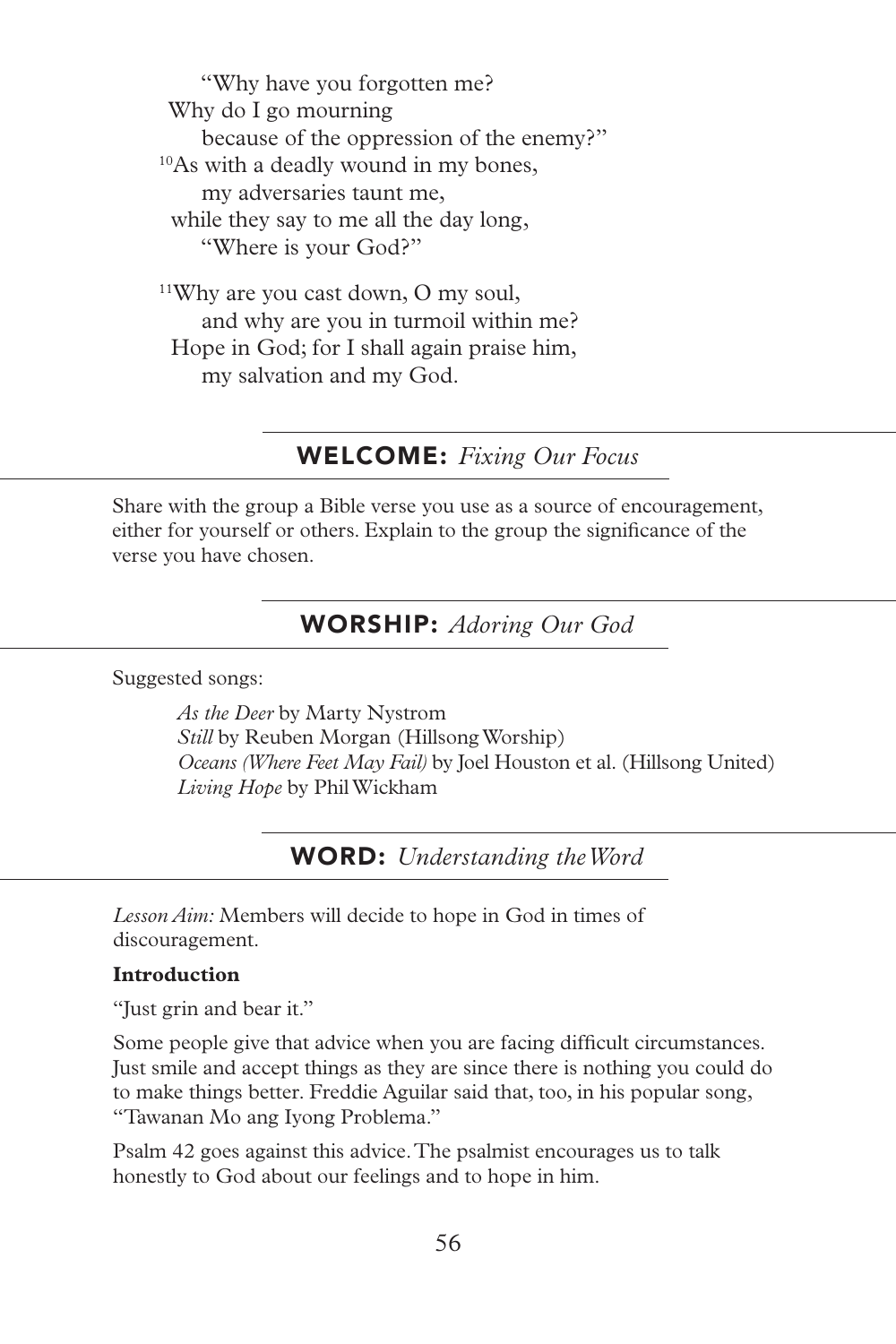"Why have you forgotten me?
Why do I go mourning
because of the oppression of the enemy?"
[10]As with a deadly wound in my bones,
my adversaries taunt me,
while they say to me all the day long,
"Where is your God?"

[11]Why are you cast down, O my soul,
and why are you in turmoil within me?
Hope in God; for I shall again praise him,
my salvation and my God.

## WELCOME: *Fixing Our Focus*

Share with the group a Bible verse you use as a source of encouragement, either for yourself or others. Explain to the group the significance of the verse you have chosen.

## WORSHIP: *Adoring Our God*

Suggested songs:

*As the Deer* by Marty Nystrom
*Still* by Reuben Morgan (Hillsong Worship)
*Oceans (Where Feet May Fail)* by Joel Houston et al. (Hillsong United)
*Living Hope* by Phil Wickham

## WORD: *Understanding the Word*

*Lesson Aim:* Members will decide to hope in God in times of discouragement.

**Introduction**

"Just grin and bear it."

Some people give that advice when you are facing difficult circumstances. Just smile and accept things as they are since there is nothing you could do to make things better. Freddie Aguilar said that, too, in his popular song, "Tawanan Mo ang Iyong Problema."

Psalm 42 goes against this advice. The psalmist encourages us to talk honestly to God about our feelings and to hope in him.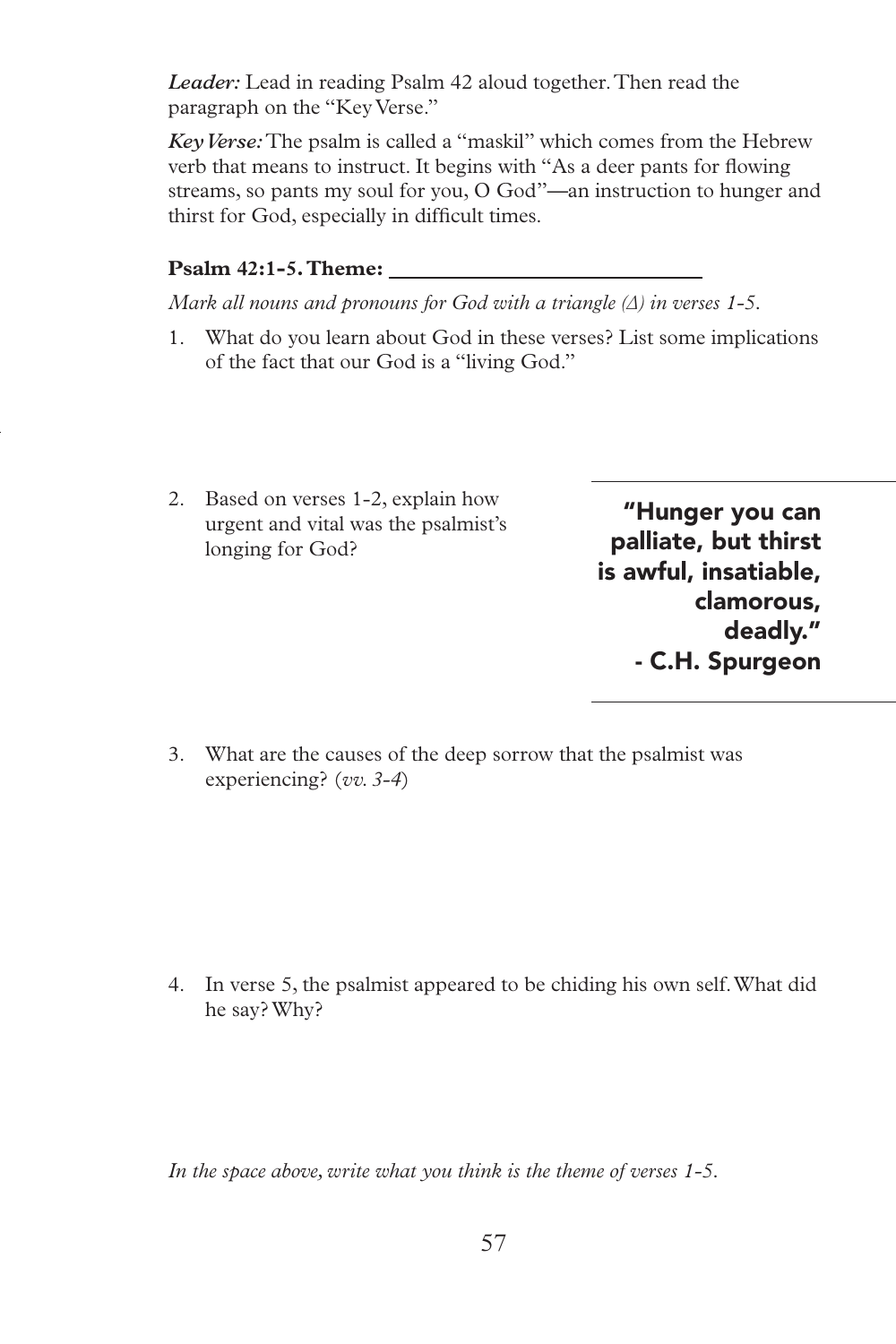***Leader:*** Lead in reading Psalm 42 aloud together. Then read the paragraph on the "Key Verse."

***Key Verse:*** The psalm is called a "maskil" which comes from the Hebrew verb that means to instruct. It begins with "As a deer pants for flowing streams, so pants my soul for you, O God"—an instruction to hunger and thirst for God, especially in difficult times.

**Psalm 42:1-5. Theme: ____________________________**

*Mark all nouns and pronouns for God with a triangle (Δ) in verses 1-5.*

1. What do you learn about God in these verses? List some implications of the fact that our God is a "living God."

2. Based on verses 1-2, explain how urgent and vital was the psalmist's longing for God?

> **"Hunger you can palliate, but thirst is awful, insatiable, clamorous, deadly."**
> **- C.H. Spurgeon**

3. What are the causes of the deep sorrow that the psalmist was experiencing? (*vv. 3-4*)

4. In verse 5, the psalmist appeared to be chiding his own self. What did he say? Why?

*In the space above, write what you think is the theme of verses 1-5.*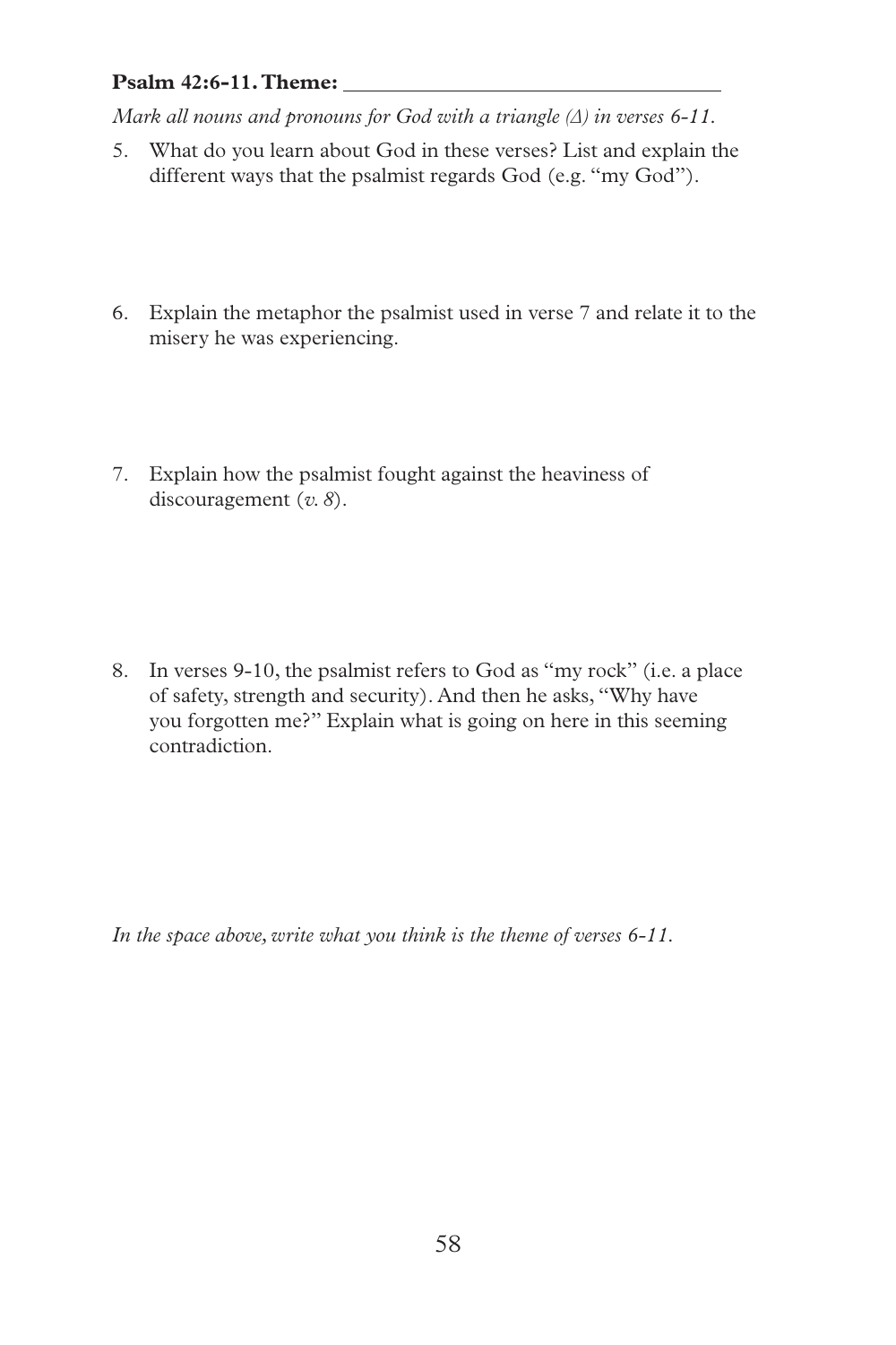**Psalm 42:6-11. Theme: \_\_\_\_\_\_\_\_\_\_\_\_\_\_\_\_\_\_\_\_\_\_\_\_\_\_\_\_\_\_\_\_\_\_**

*Mark all nouns and pronouns for God with a triangle (∆) in verses 6-11.*

5. What do you learn about God in these verses? List and explain the different ways that the psalmist regards God (e.g. "my God").

6. Explain the metaphor the psalmist used in verse 7 and relate it to the misery he was experiencing.

7. Explain how the psalmist fought against the heaviness of discouragement (*v. 8*).

8. In verses 9-10, the psalmist refers to God as "my rock" (i.e. a place of safety, strength and security). And then he asks, "Why have you forgotten me?" Explain what is going on here in this seeming contradiction.

*In the space above, write what you think is the theme of verses 6-11.*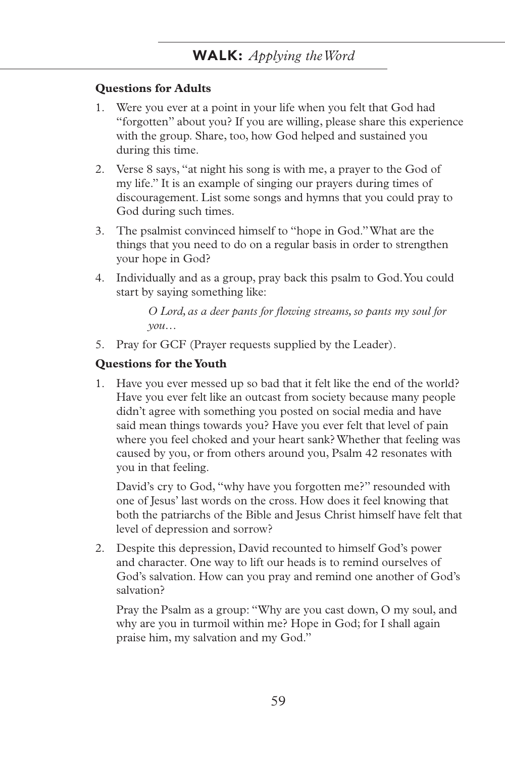## **WALK:** *Applying the Word*

**Questions for Adults**

1. Were you ever at a point in your life when you felt that God had “forgotten” about you? If you are willing, please share this experience with the group. Share, too, how God helped and sustained you during this time.
2. Verse 8 says, “at night his song is with me, a prayer to the God of my life.” It is an example of singing our prayers during times of discouragement. List some songs and hymns that you could pray to God during such times.
3. The psalmist convinced himself to “hope in God.” What are the things that you need to do on a regular basis in order to strengthen your hope in God?
4. Individually and as a group, pray back this psalm to God. You could start by saying something like:

   > *O Lord, as a deer pants for flowing streams, so pants my soul for you…*

5. Pray for GCF (Prayer requests supplied by the Leader).

**Questions for the Youth**

1. Have you ever messed up so bad that it felt like the end of the world? Have you ever felt like an outcast from society because many people didn’t agree with something you posted on social media and have said mean things towards you? Have you ever felt that level of pain where you feel choked and your heart sank? Whether that feeling was caused by you, or from others around you, Psalm 42 resonates with you in that feeling.

   David’s cry to God, “why have you forgotten me?” resounded with one of Jesus’ last words on the cross. How does it feel knowing that both the patriarchs of the Bible and Jesus Christ himself have felt that level of depression and sorrow?

2. Despite this depression, David recounted to himself God’s power and character. One way to lift our heads is to remind ourselves of God’s salvation. How can you pray and remind one another of God’s salvation?

   Pray the Psalm as a group: “Why are you cast down, O my soul, and why are you in turmoil within me? Hope in God; for I shall again praise him, my salvation and my God.”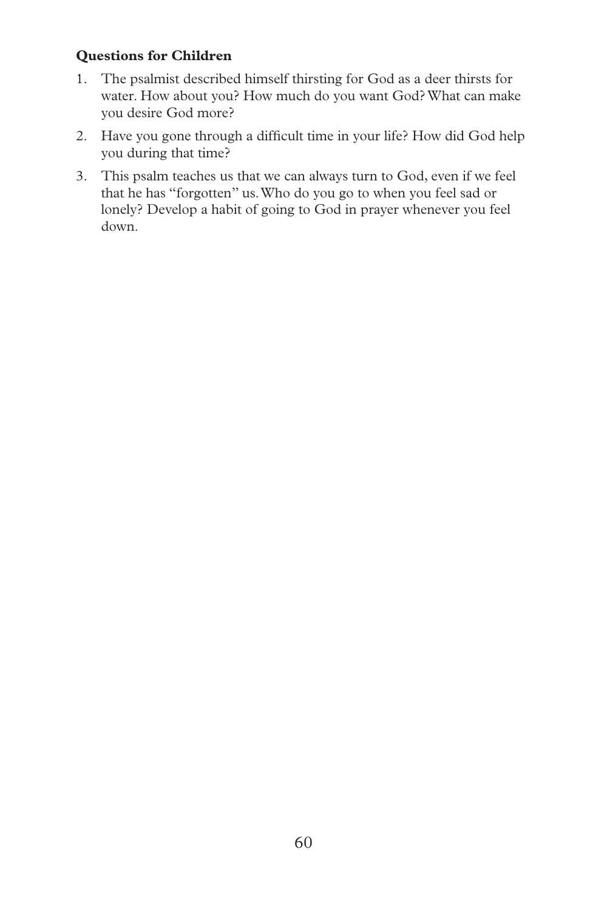**Questions for Children**

1. The psalmist described himself thirsting for God as a deer thirsts for water. How about you? How much do you want God? What can make you desire God more?
2. Have you gone through a difficult time in your life? How did God help you during that time?
3. This psalm teaches us that we can always turn to God, even if we feel that he has "forgotten" us. Who do you go to when you feel sad or lonely? Develop a habit of going to God in prayer whenever you feel down.